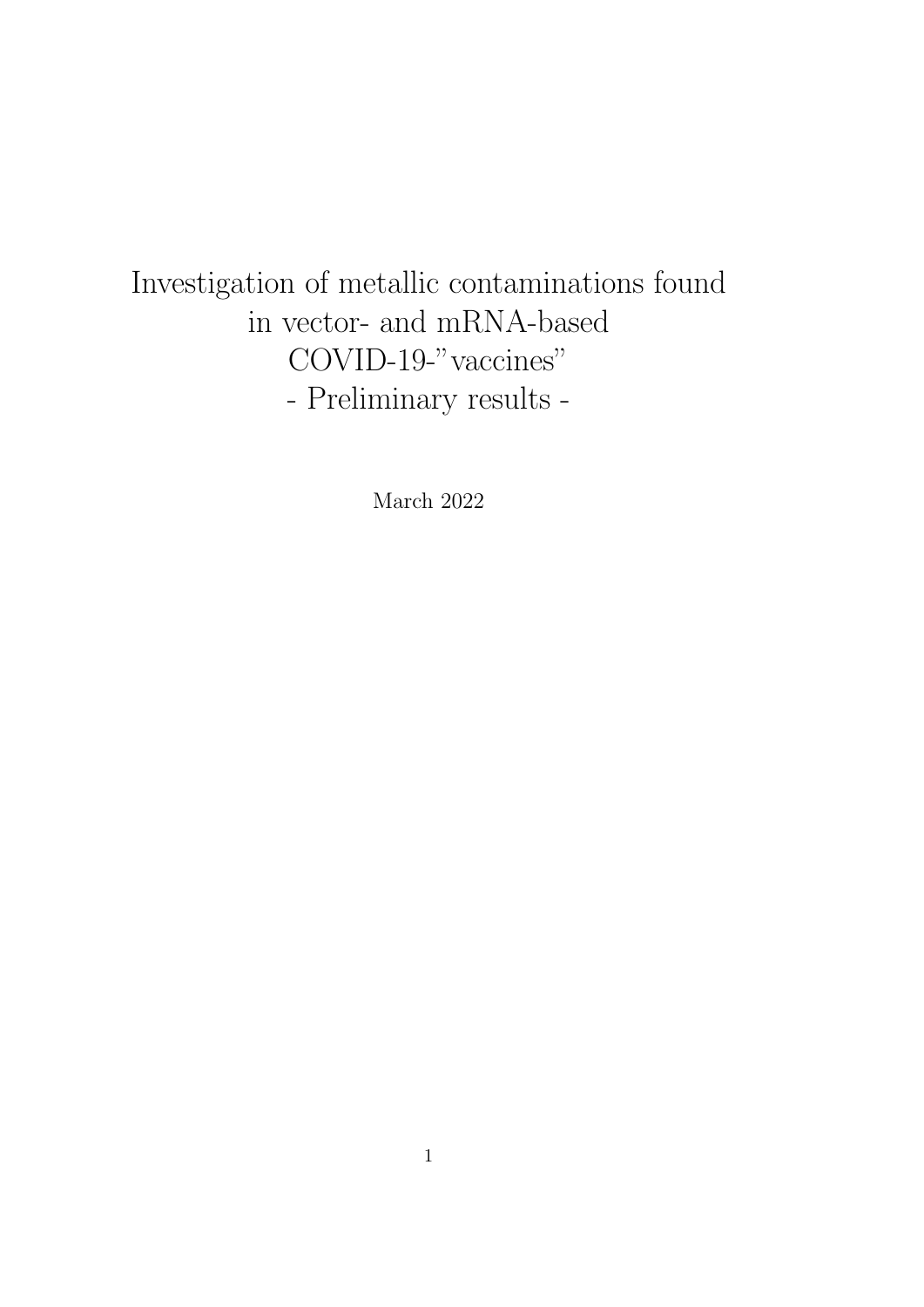# Investigation of metallic contaminations found in vector- and mRNA-based COVID-19-"vaccines" - Preliminary results -

March 2022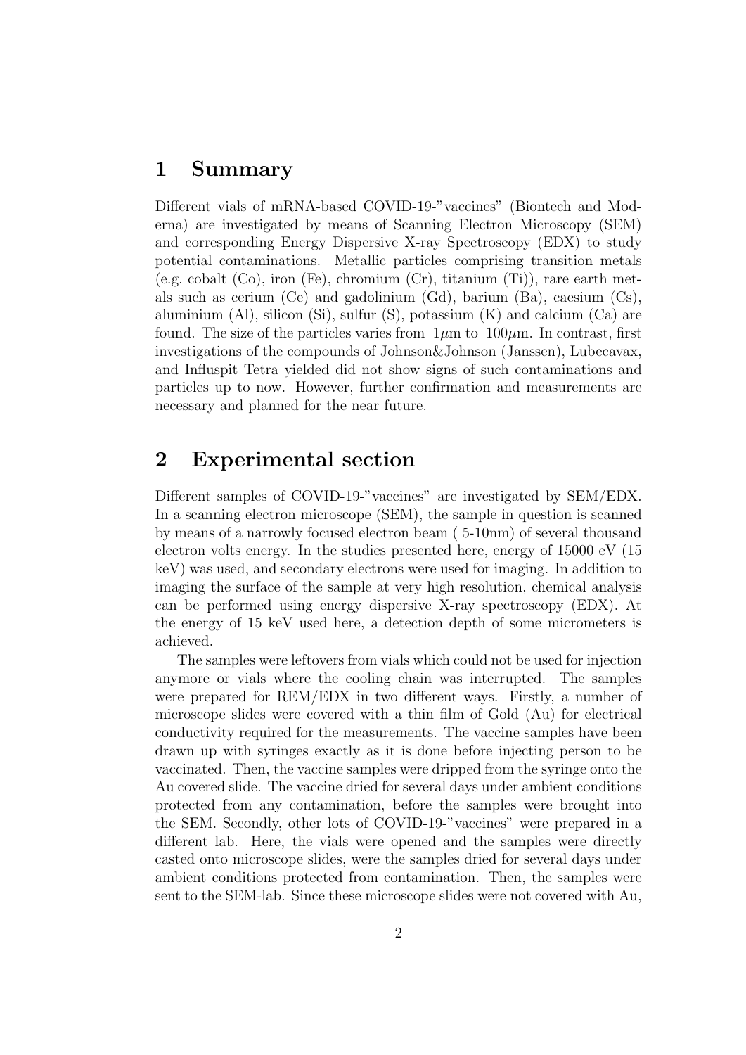# 1 Summary

Different vials of mRNA-based COVID-19-"vaccines" (Biontech and Moderna) are investigated by means of Scanning Electron Microscopy (SEM) and corresponding Energy Dispersive X-ray Spectroscopy (EDX) to study potential contaminations. Metallic particles comprising transition metals (e.g. cobalt (Co), iron (Fe), chromium (Cr), titanium (Ti)), rare earth metals such as cerium (Ce) and gadolinium (Gd), barium (Ba), caesium (Cs), aluminium (Al), silicon (Si), sulfur (S), potassium (K) and calcium (Ca) are found. The size of the particles varies from $1\mu$m to $100\mu$m. In contrast, first investigations of the compounds of Johnson&Johnson (Janssen), Lubecavax, and Influspit Tetra yielded did not show signs of such contaminations and particles up to now. However, further confirmation and measurements are necessary and planned for the near future.

# 2 Experimental section

Different samples of COVID-19-"vaccines" are investigated by SEM/EDX. In a scanning electron microscope (SEM), the sample in question is scanned by means of a narrowly focused electron beam ( 5-10nm) of several thousand electron volts energy. In the studies presented here, energy of 15000 eV (15 keV) was used, and secondary electrons were used for imaging. In addition to imaging the surface of the sample at very high resolution, chemical analysis can be performed using energy dispersive X-ray spectroscopy (EDX). At the energy of 15 keV used here, a detection depth of some micrometers is achieved.

The samples were leftovers from vials which could not be used for injection anymore or vials where the cooling chain was interrupted. The samples were prepared for REM/EDX in two different ways. Firstly, a number of microscope slides were covered with a thin film of Gold (Au) for electrical conductivity required for the measurements. The vaccine samples have been drawn up with syringes exactly as it is done before injecting person to be vaccinated. Then, the vaccine samples were dripped from the syringe onto the Au covered slide. The vaccine dried for several days under ambient conditions protected from any contamination, before the samples were brought into the SEM. Secondly, other lots of COVID-19-"vaccines" were prepared in a different lab. Here, the vials were opened and the samples were directly casted onto microscope slides, were the samples dried for several days under ambient conditions protected from contamination. Then, the samples were sent to the SEM-lab. Since these microscope slides were not covered with Au,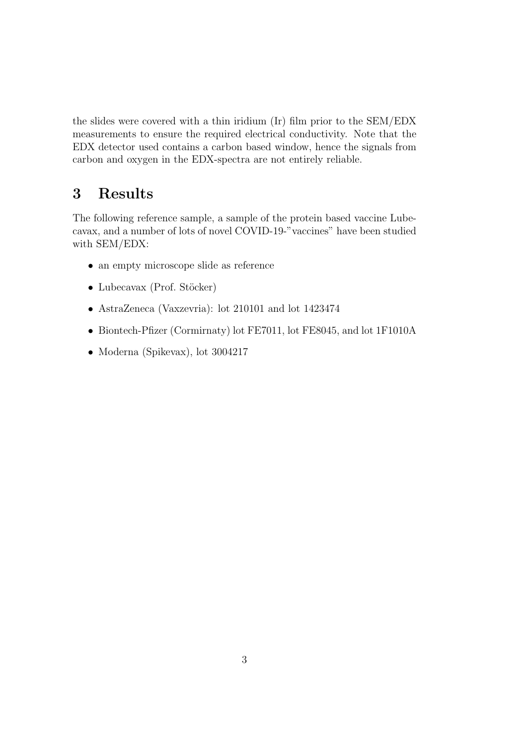the slides were covered with a thin iridium (Ir) film prior to the SEM/EDX measurements to ensure the required electrical conductivity. Note that the EDX detector used contains a carbon based window, hence the signals from carbon and oxygen in the EDX-spectra are not entirely reliable.

## 3 Results

The following reference sample, a sample of the protein based vaccine Lubecavax, and a number of lots of novel COVID-19-"vaccines" have been studied with SEM/EDX:

- an empty microscope slide as reference
- Lubecavax (Prof. Stöcker)
- AstraZeneca (Vaxzevria): lot 210101 and lot 1423474
- Biontech-Pfizer (Cormirnaty) lot FE7011, lot FE8045, and lot 1F1010A
- Moderna (Spikevax), lot 3004217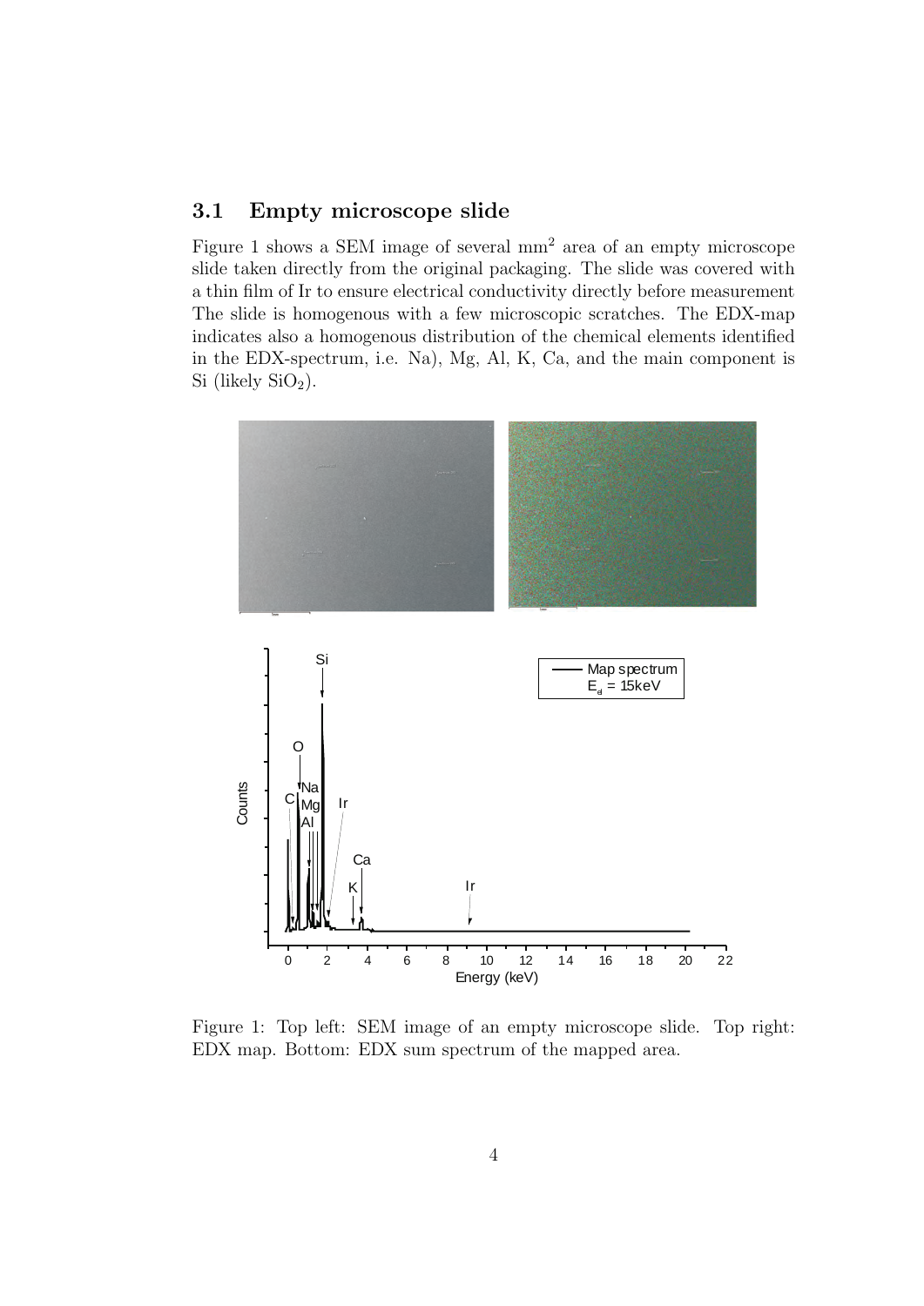### 3.1 Empty microscope slide

Figure 1 shows a SEM image of several mm$^2$ area of an empty microscope slide taken directly from the original packaging. The slide was covered with a thin film of Ir to ensure electrical conductivity directly before measurement The slide is homogenous with a few microscopic scratches. The EDX-map indicates also a homogenous distribution of the chemical elements identified in the EDX-spectrum, i.e. Na), Mg, Al, K, Ca, and the main component is Si (likely $SiO_2$).

Figure 1: Top left: SEM image of an empty microscope slide. Top right: EDX map. Bottom: EDX sum spectrum of the mapped area.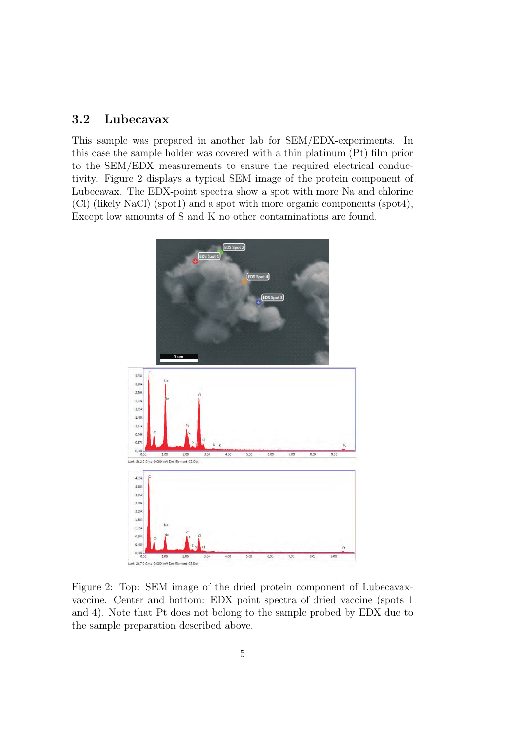## 3.2 Lubecavax

This sample was prepared in another lab for SEM/EDX-experiments. In this case the sample holder was covered with a thin platinum (Pt) film prior to the SEM/EDX measurements to ensure the required electrical conductivity. Figure 2 displays a typical SEM image of the protein component of Lubecavax. The EDX-point spectra show a spot with more Na and chlorine (Cl) (likely NaCl) (spot1) and a spot with more organic components (spot4), Except low amounts of S and K no other contaminations are found.

Figure 2: Top: SEM image of the dried protein component of Lubecavax-vaccine. Center and bottom: EDX point spectra of dried vaccine (spots 1 and 4). Note that Pt does not belong to the sample probed by EDX due to the sample preparation described above.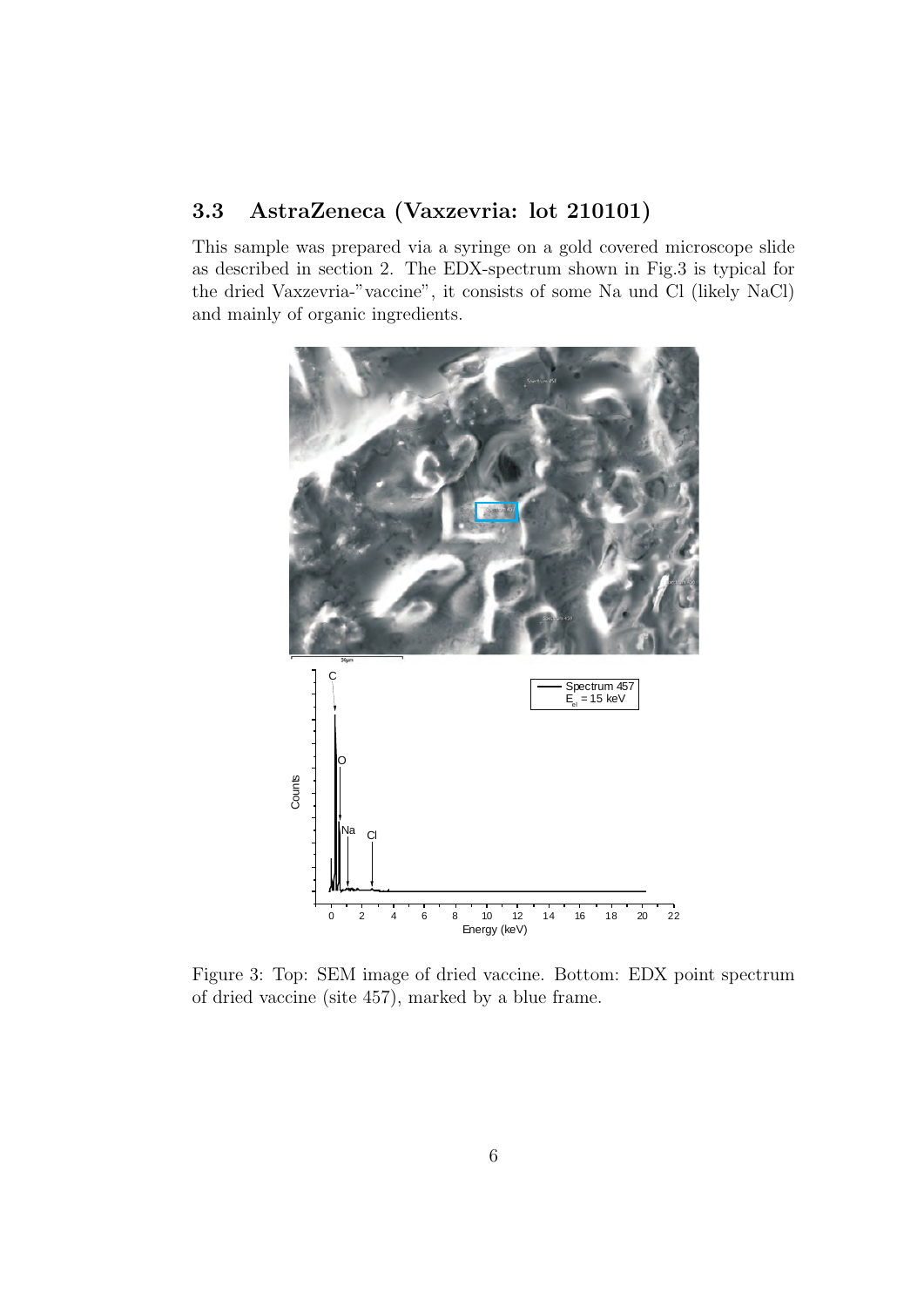### 3.3 AstraZeneca (Vaxzevria: lot 210101)

This sample was prepared via a syringe on a gold covered microscope slide as described in section 2. The EDX-spectrum shown in Fig.3 is typical for the dried Vaxzevria-"vaccine", it consists of some Na und Cl (likely NaCl) and mainly of organic ingredients.

Figure 3: Top: SEM image of dried vaccine. Bottom: EDX point spectrum of dried vaccine (site 457), marked by a blue frame.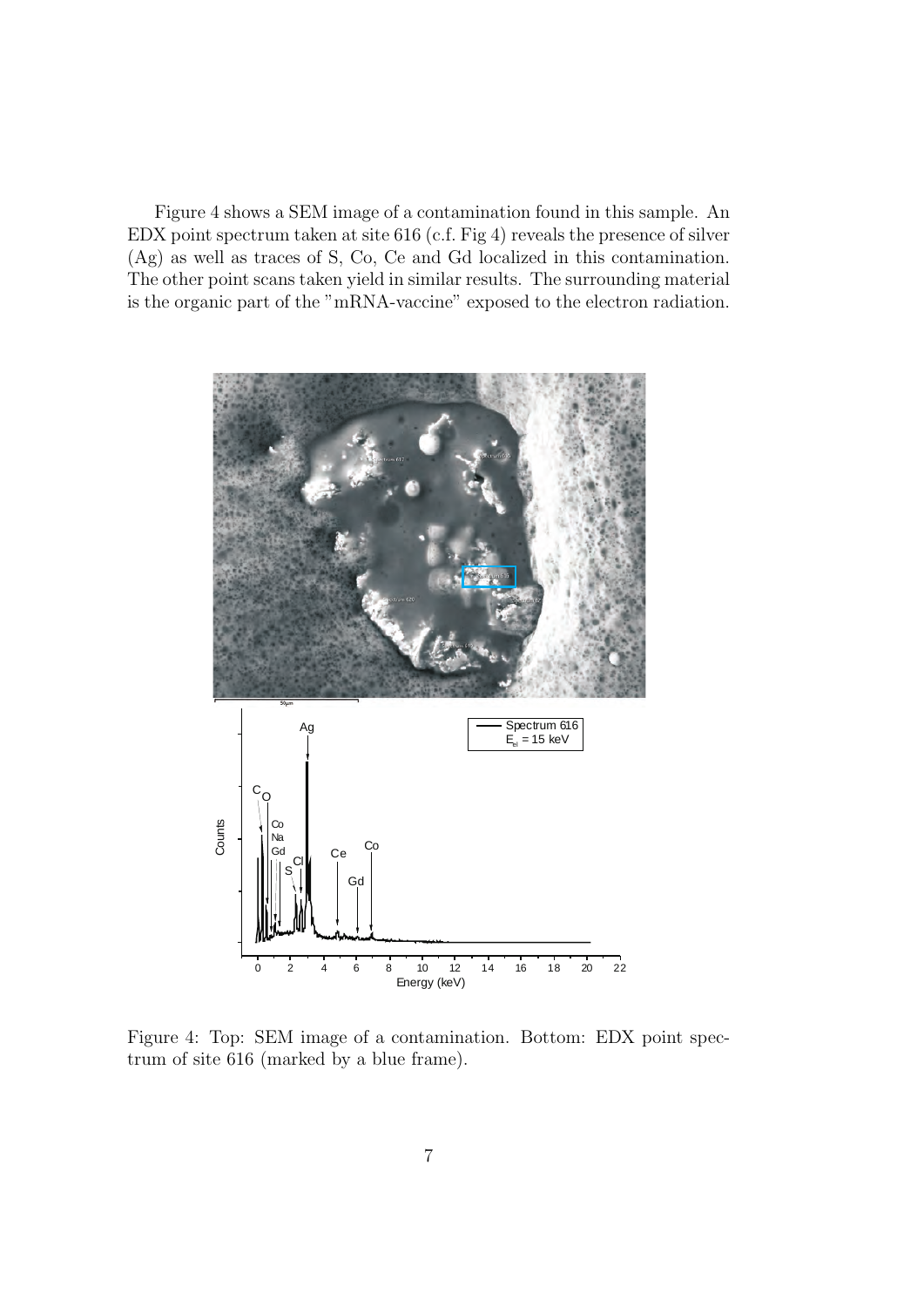Figure 4 shows a SEM image of a contamination found in this sample. An EDX point spectrum taken at site 616 (c.f. Fig 4) reveals the presence of silver (Ag) as well as traces of S, Co, Ce and Gd localized in this contamination. The other point scans taken yield in similar results. The surrounding material is the organic part of the "mRNA-vaccine" exposed to the electron radiation.

Figure 4: Top: SEM image of a contamination. Bottom: EDX point spectrum of site 616 (marked by a blue frame).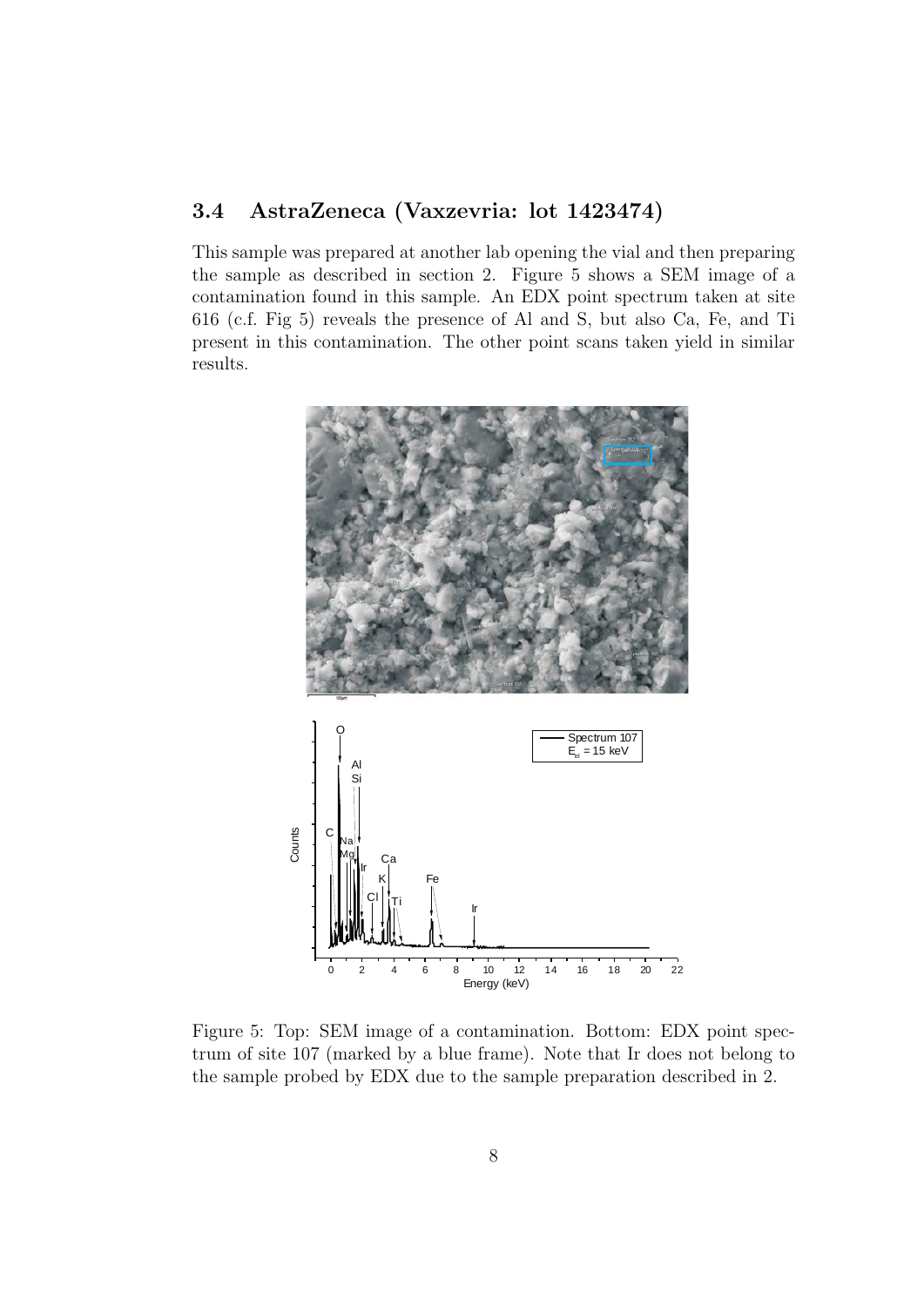### 3.4 AstraZeneca (Vaxzevria: lot 1423474)

This sample was prepared at another lab opening the vial and then preparing the sample as described in section 2. Figure 5 shows a SEM image of a contamination found in this sample. An EDX point spectrum taken at site 616 (c.f. Fig 5) reveals the presence of Al and S, but also Ca, Fe, and Ti present in this contamination. The other point scans taken yield in similar results.

Figure 5: Top: SEM image of a contamination. Bottom: EDX point spectrum of site 107 (marked by a blue frame). Note that Ir does not belong to the sample probed by EDX due to the sample preparation described in 2.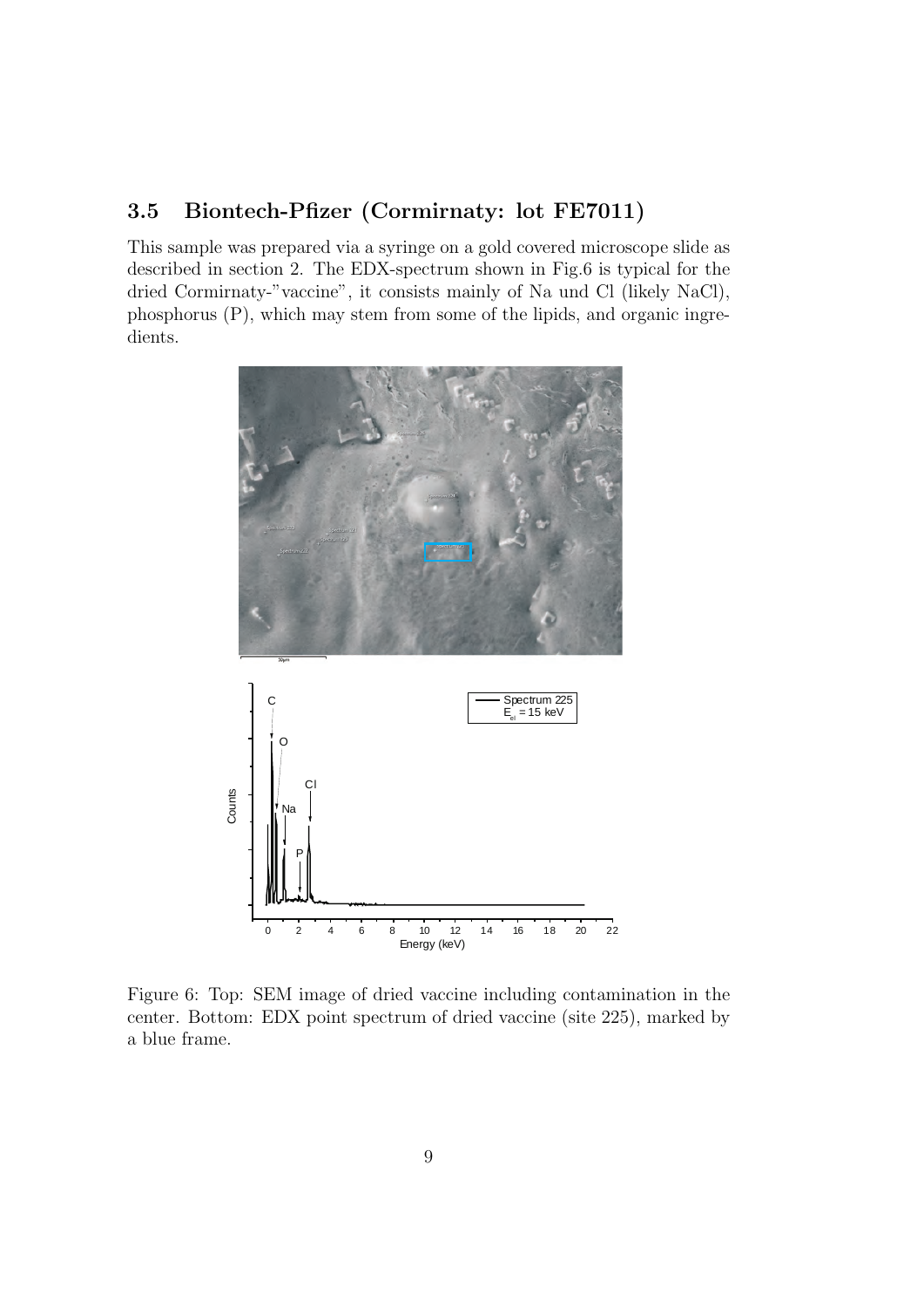### 3.5 Biontech-Pfizer (Cormirnaty: lot FE7011)

This sample was prepared via a syringe on a gold covered microscope slide as described in section 2. The EDX-spectrum shown in Fig.6 is typical for the dried Cormirnaty-"vaccine", it consists mainly of Na und Cl (likely NaCl), phosphorus (P), which may stem from some of the lipids, and organic ingredients.

Figure 6: Top: SEM image of dried vaccine including contamination in the center. Bottom: EDX point spectrum of dried vaccine (site 225), marked by a blue frame.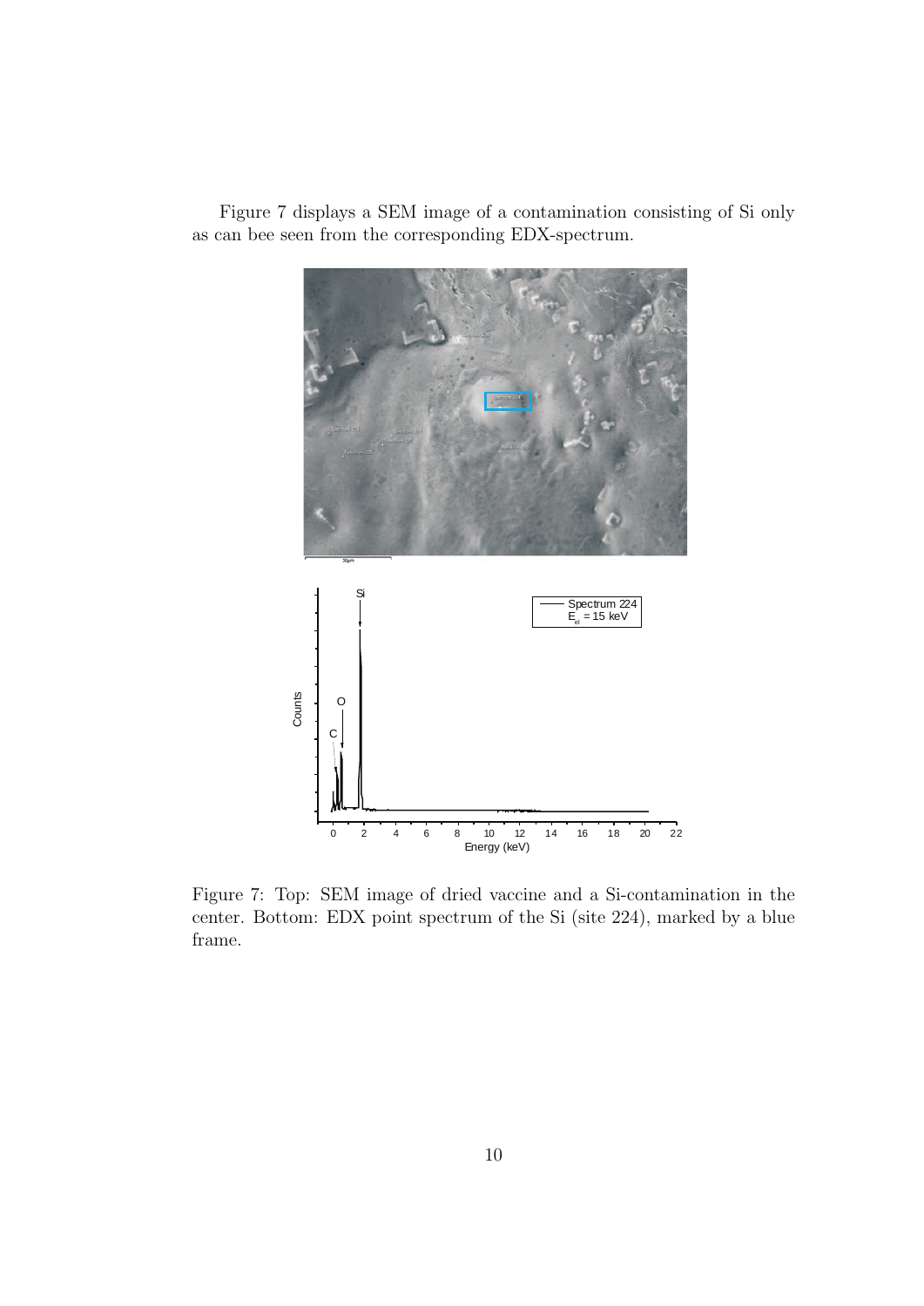Figure 7 displays a SEM image of a contamination consisting of Si only as can bee seen from the corresponding EDX-spectrum.

Figure 7: Top: SEM image of dried vaccine and a Si-contamination in the center. Bottom: EDX point spectrum of the Si (site 224), marked by a blue frame.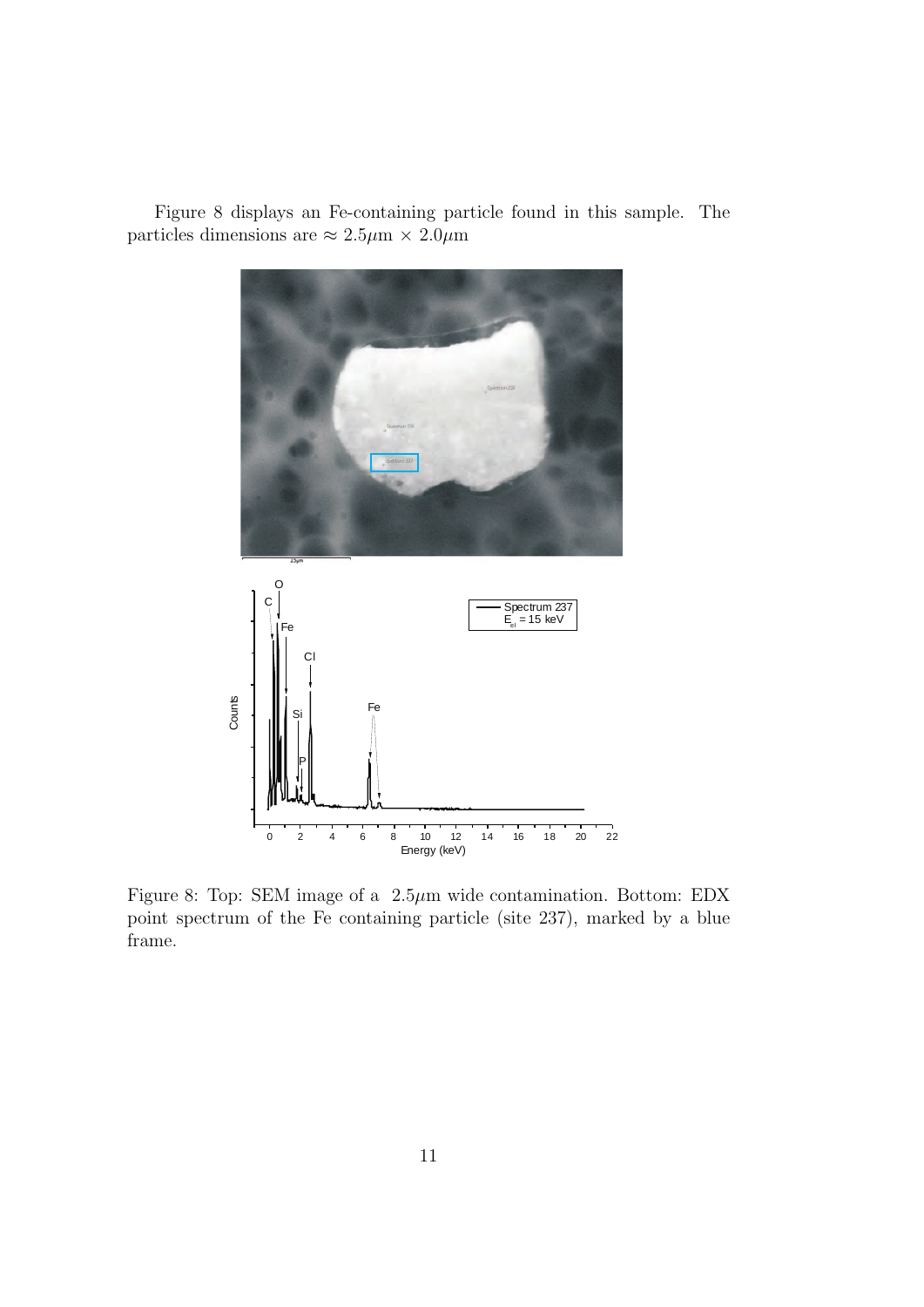Figure 8 displays an Fe-containing particle found in this sample. The particles dimensions are $\approx 2.5\mu\text{m} \times 2.0\mu\text{m}$

Figure 8: Top: SEM image of a $2.5\mu\text{m}$ wide contamination. Bottom: EDX point spectrum of the Fe containing particle (site 237), marked by a blue frame.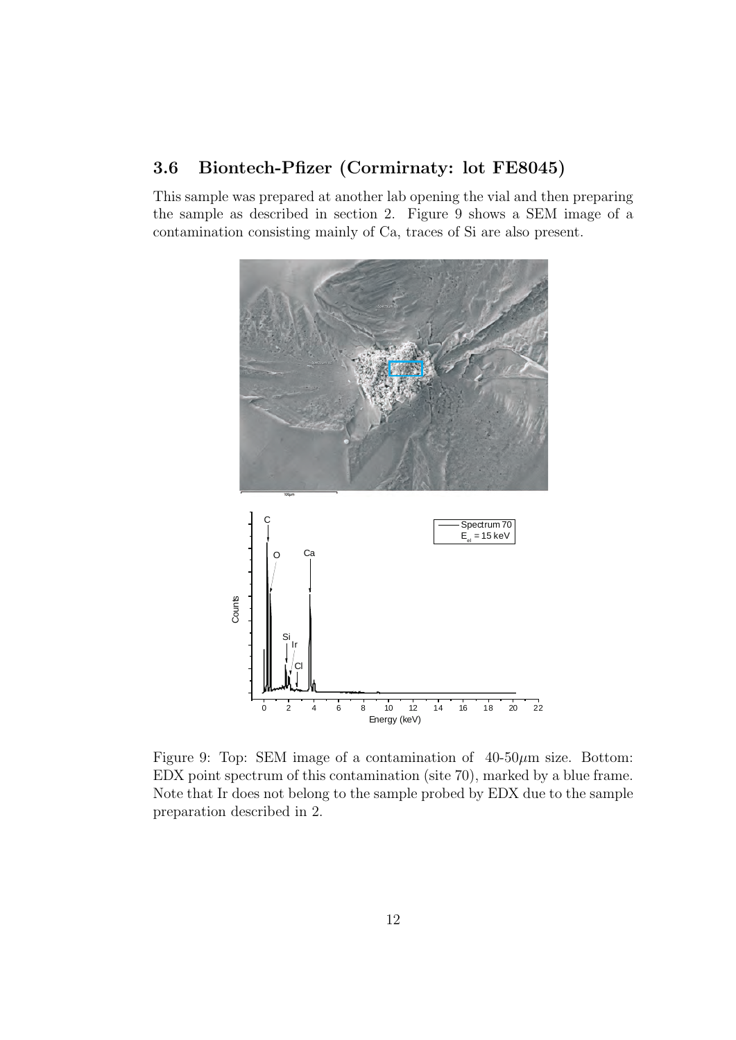### 3.6 Biontech-Pfizer (Cormirnaty: lot FE8045)

This sample was prepared at another lab opening the vial and then preparing the sample as described in section 2. Figure 9 shows a SEM image of a contamination consisting mainly of Ca, traces of Si are also present.

Figure 9: Top: SEM image of a contamination of 40-50$\mu$m size. Bottom: EDX point spectrum of this contamination (site 70), marked by a blue frame. Note that Ir does not belong to the sample probed by EDX due to the sample preparation described in 2.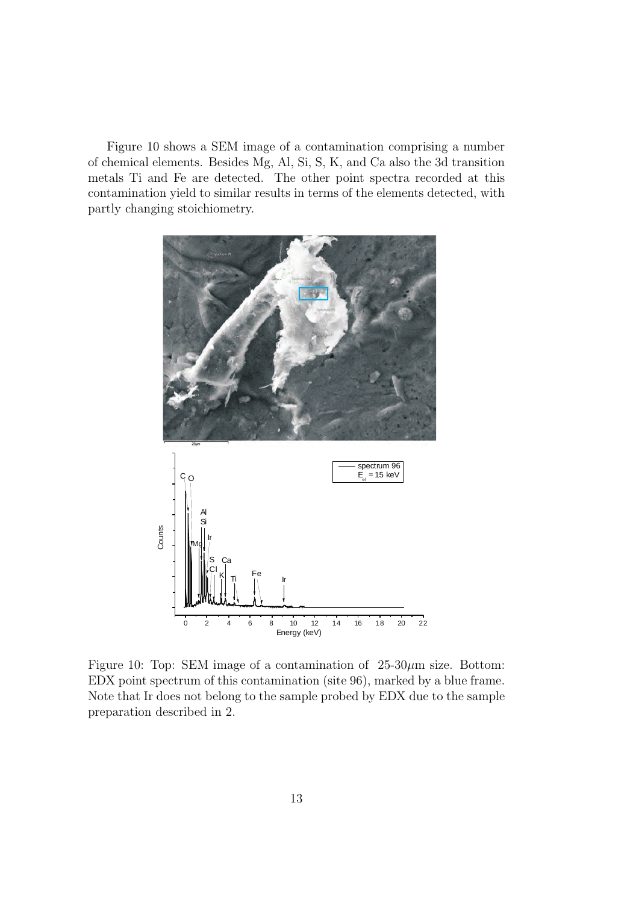Figure 10 shows a SEM image of a contamination comprising a number of chemical elements. Besides Mg, Al, Si, S, K, and Ca also the 3d transition metals Ti and Fe are detected. The other point spectra recorded at this contamination yield to similar results in terms of the elements detected, with partly changing stoichiometry.

Figure 10: Top: SEM image of a contamination of 25-30$\mu$m size. Bottom: EDX point spectrum of this contamination (site 96), marked by a blue frame. Note that Ir does not belong to the sample probed by EDX due to the sample preparation described in 2.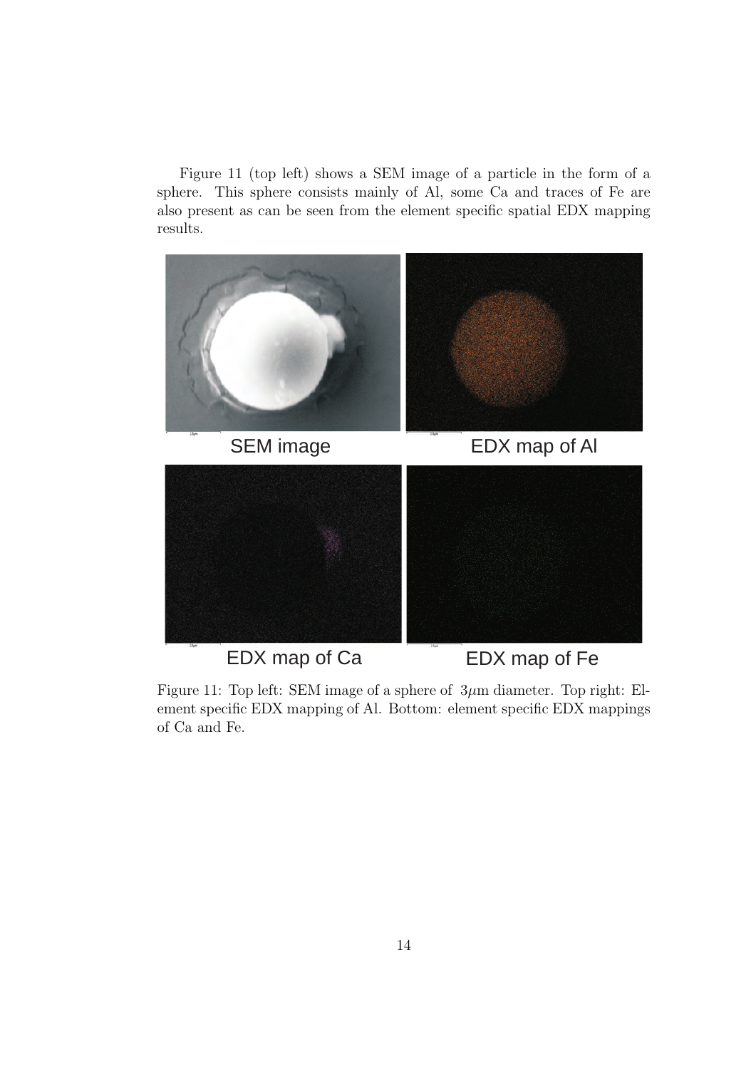Figure 11 (top left) shows a SEM image of a particle in the form of a sphere. This sphere consists mainly of Al, some Ca and traces of Fe are also present as can be seen from the element specific spatial EDX mapping results.

SEM image

EDX map of Al

EDX map of Ca

EDX map of Fe

Figure 11: Top left: SEM image of a sphere of $3\mu$m diameter. Top right: Element specific EDX mapping of Al. Bottom: element specific EDX mappings of Ca and Fe.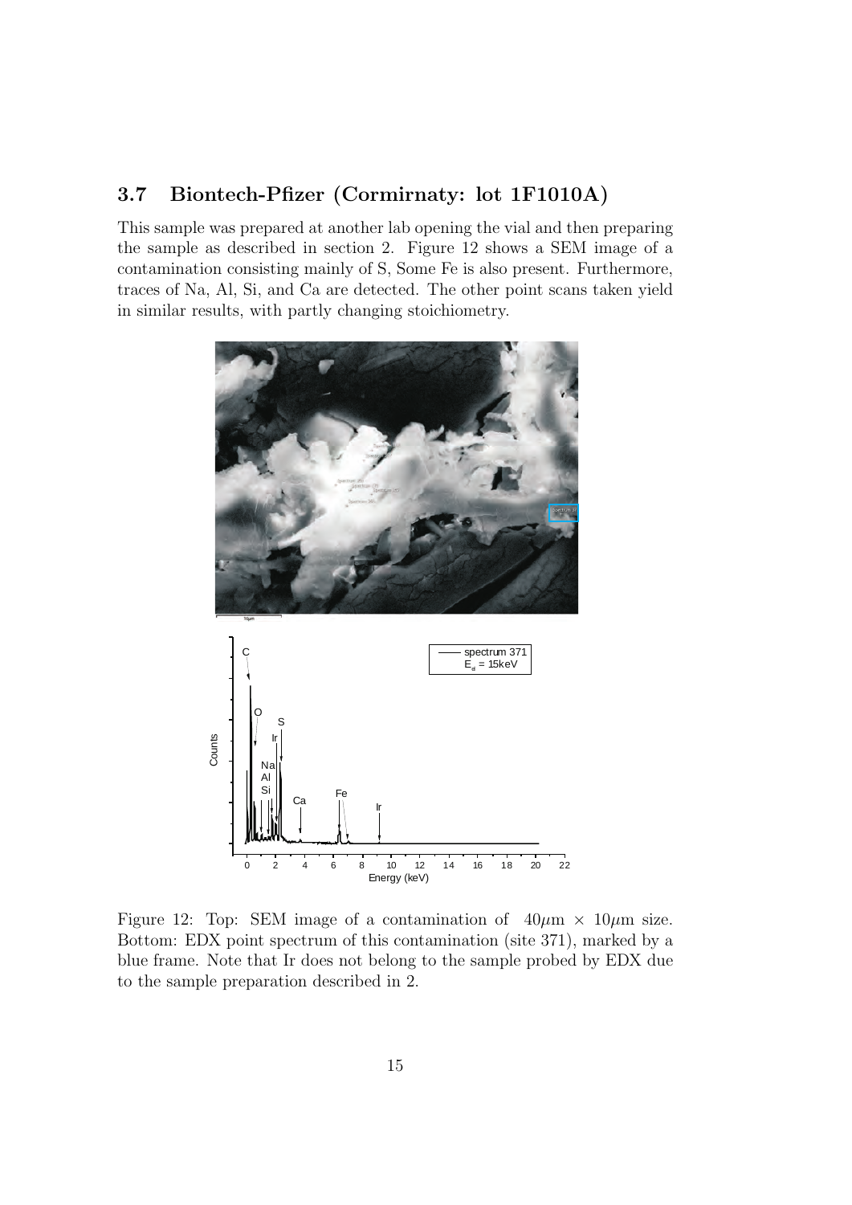### 3.7 Biontech-Pfizer (Cormirnaty: lot 1F1010A)

This sample was prepared at another lab opening the vial and then preparing the sample as described in section 2. Figure 12 shows a SEM image of a contamination consisting mainly of S, Some Fe is also present. Furthermore, traces of Na, Al, Si, and Ca are detected. The other point scans taken yield in similar results, with partly changing stoichiometry.

Figure 12: Top: SEM image of a contamination of $40\mu$m $\times$ $10\mu$m size. Bottom: EDX point spectrum of this contamination (site 371), marked by a blue frame. Note that Ir does not belong to the sample probed by EDX due to the sample preparation described in 2.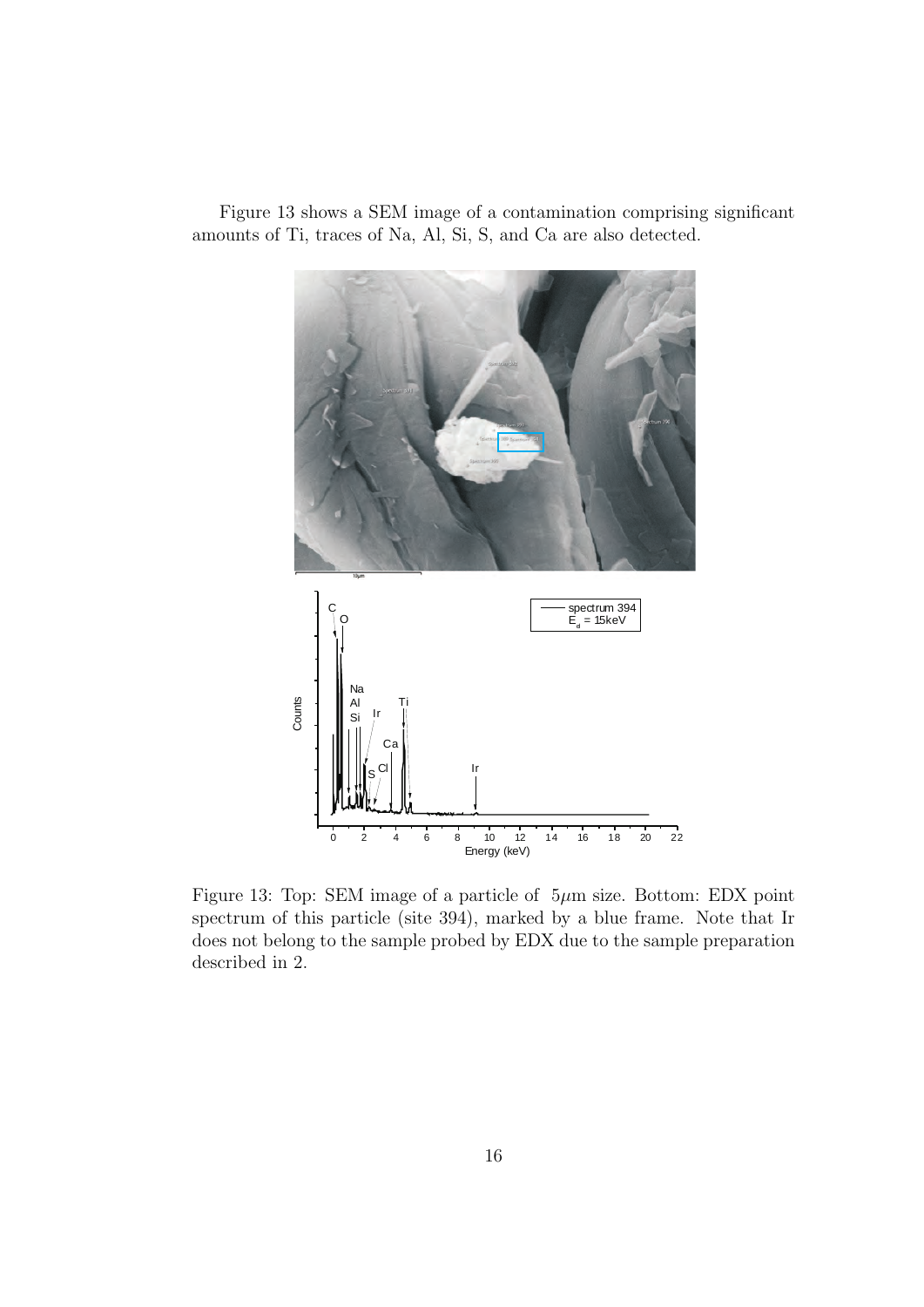Figure 13 shows a SEM image of a contamination comprising significant amounts of Ti, traces of Na, Al, Si, S, and Ca are also detected.

Figure 13: Top: SEM image of a particle of $5\mu$m size. Bottom: EDX point spectrum of this particle (site 394), marked by a blue frame. Note that Ir does not belong to the sample probed by EDX due to the sample preparation described in 2.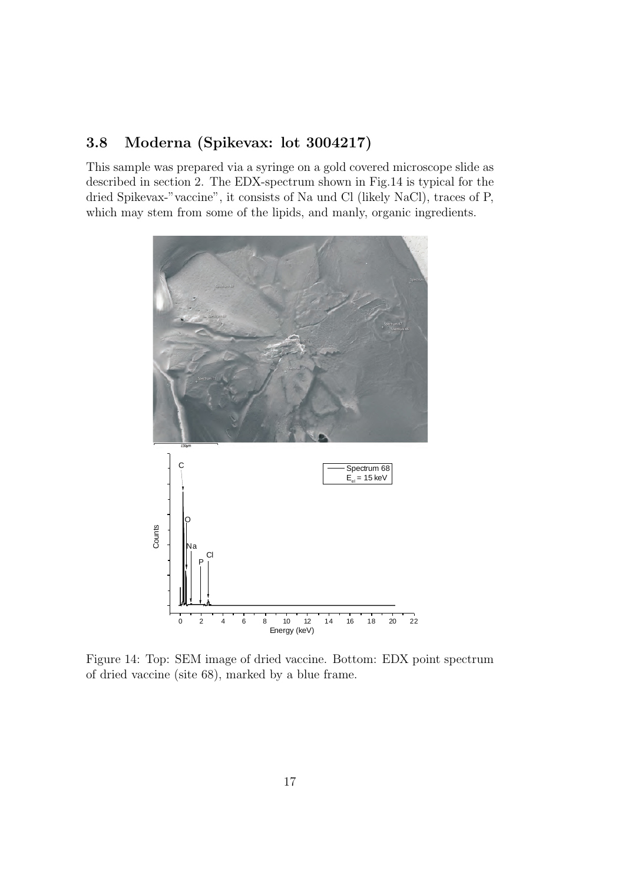### 3.8 Moderna (Spikevax: lot 3004217)

This sample was prepared via a syringe on a gold covered microscope slide as described in section 2. The EDX-spectrum shown in Fig.14 is typical for the dried Spikevax-"vaccine", it consists of Na und Cl (likely NaCl), traces of P, which may stem from some of the lipids, and manly, organic ingredients.

Figure 14: Top: SEM image of dried vaccine. Bottom: EDX point spectrum of dried vaccine (site 68), marked by a blue frame.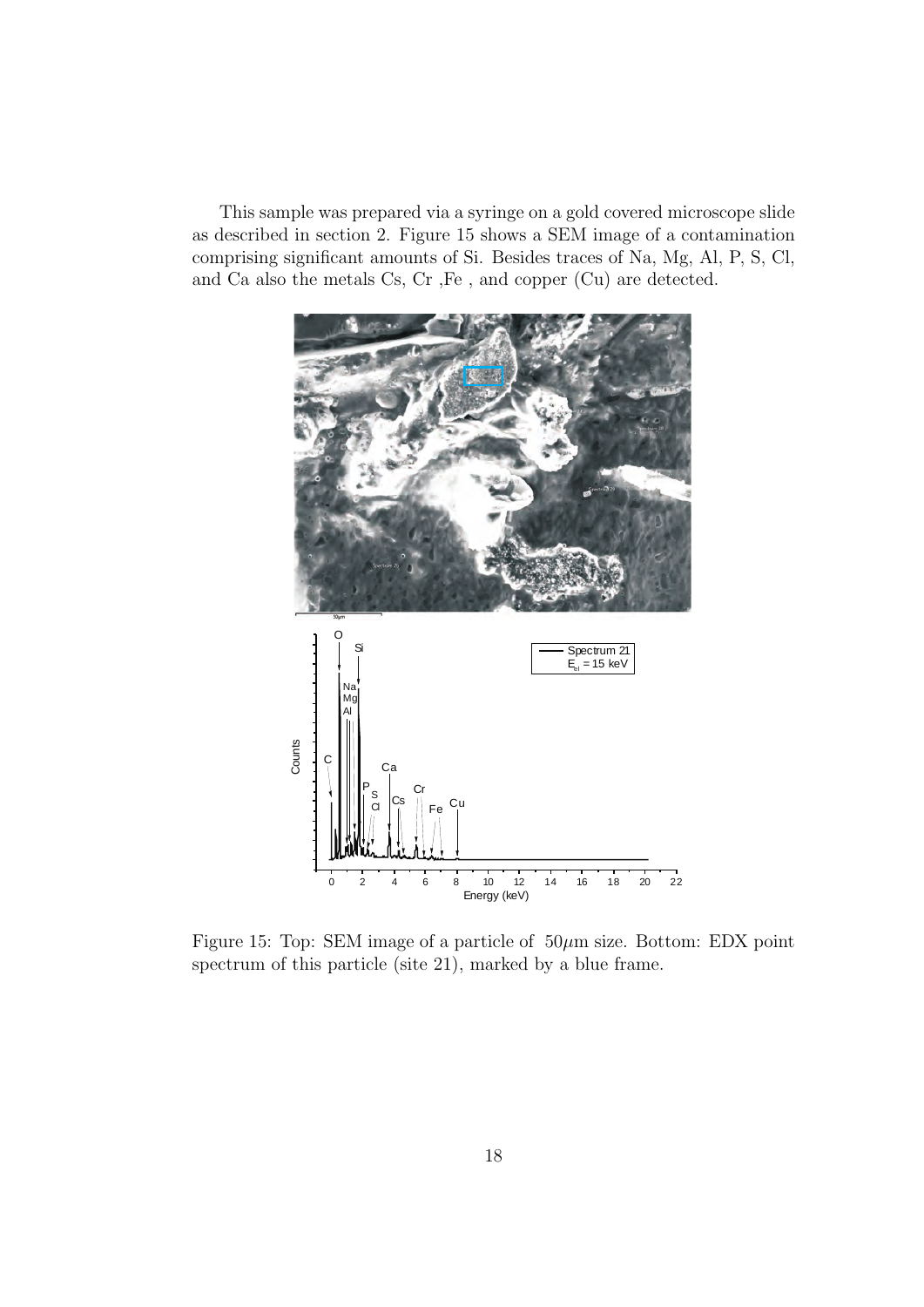This sample was prepared via a syringe on a gold covered microscope slide as described in section 2. Figure 15 shows a SEM image of a contamination comprising significant amounts of Si. Besides traces of Na, Mg, Al, P, S, Cl, and Ca also the metals Cs, Cr ,Fe , and copper (Cu) are detected.

Figure 15: Top: SEM image of a particle of $50\mu$m size. Bottom: EDX point spectrum of this particle (site 21), marked by a blue frame.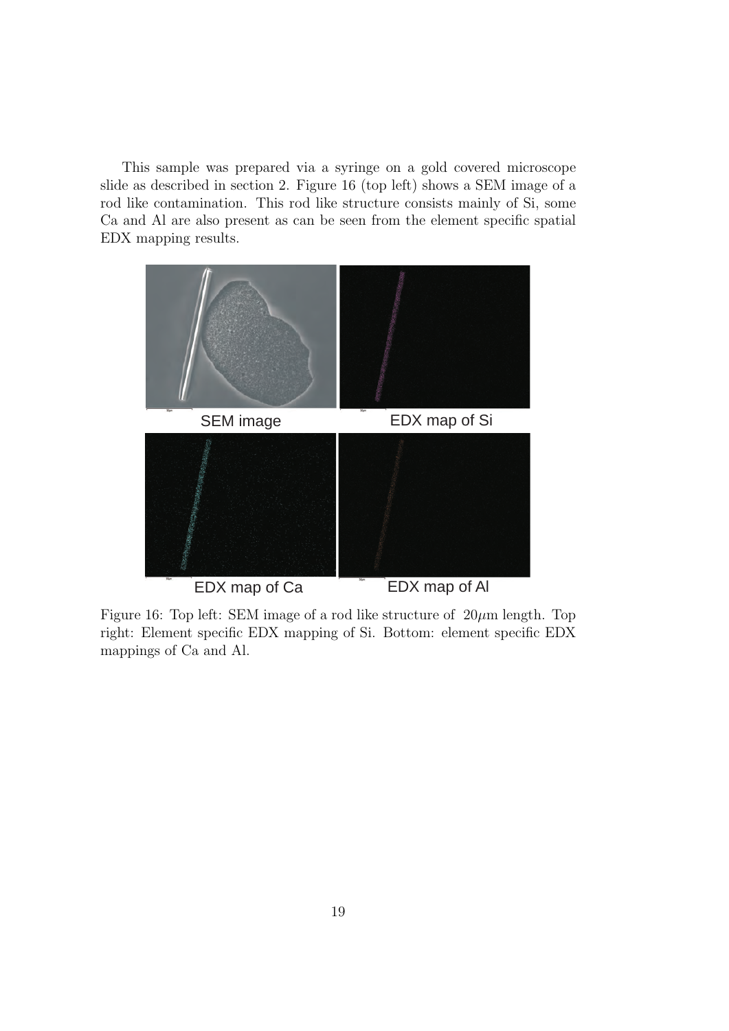This sample was prepared via a syringe on a gold covered microscope slide as described in section 2. Figure 16 (top left) shows a SEM image of a rod like contamination. This rod like structure consists mainly of Si, some Ca and Al are also present as can be seen from the element specific spatial EDX mapping results.

SEM image

EDX map of Si

EDX map of Ca

EDX map of Al

Figure 16: Top left: SEM image of a rod like structure of $20\mu$m length. Top right: Element specific EDX mapping of Si. Bottom: element specific EDX mappings of Ca and Al.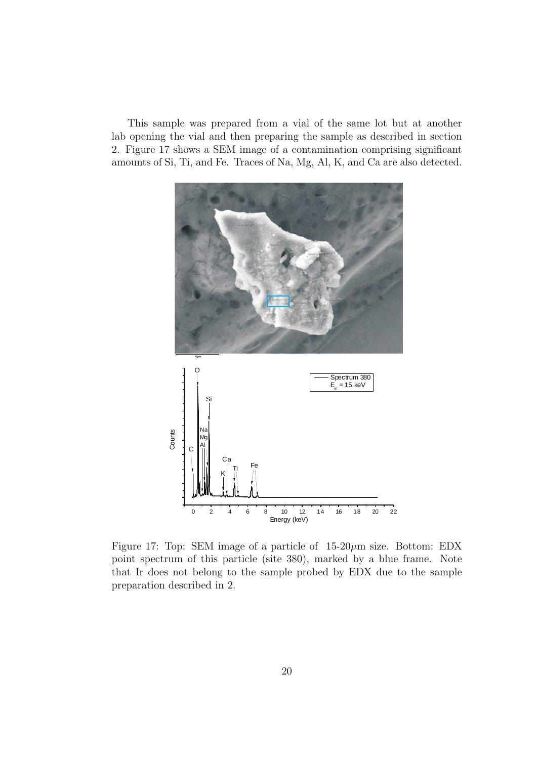This sample was prepared from a vial of the same lot but at another lab opening the vial and then preparing the sample as described in section 2. Figure 17 shows a SEM image of a contamination comprising significant amounts of Si, Ti, and Fe. Traces of Na, Mg, Al, K, and Ca are also detected.

Figure 17: Top: SEM image of a particle of 15-20$\mu$m size. Bottom: EDX point spectrum of this particle (site 380), marked by a blue frame. Note that Ir does not belong to the sample probed by EDX due to the sample preparation described in 2.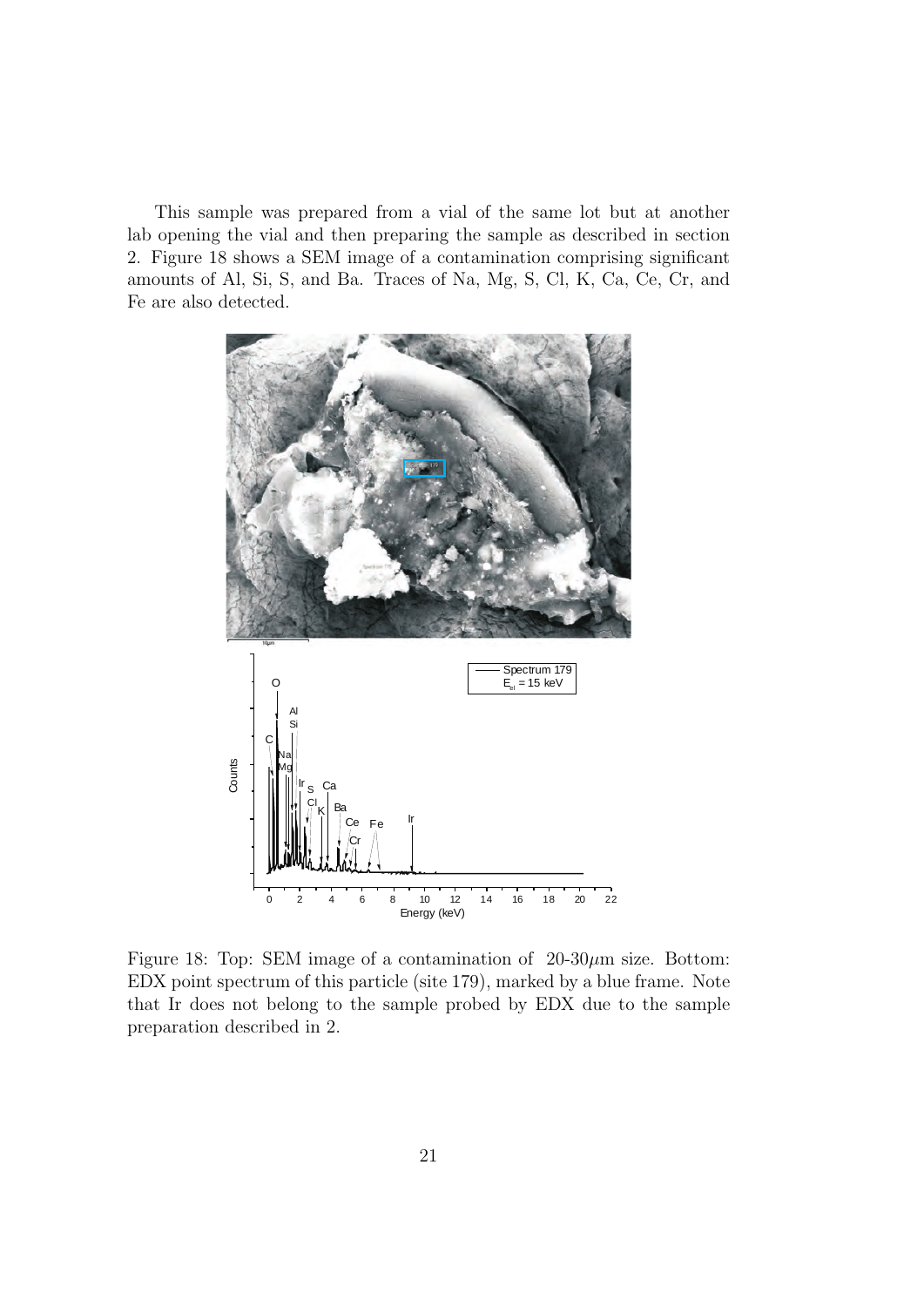This sample was prepared from a vial of the same lot but at another lab opening the vial and then preparing the sample as described in section 2. Figure 18 shows a SEM image of a contamination comprising significant amounts of Al, Si, S, and Ba. Traces of Na, Mg, S, Cl, K, Ca, Ce, Cr, and Fe are also detected.

Spectrum 179
$E_{el}$ = 15 keV

O
Al
Si
C
Na
Mg
Ir
S
Ca
Cl
K
Ba
Ce
Fe
Ir
Cr

Counts

0 2 4 6 8 10 12 14 16 18 20 22

Energy (keV)

Figure 18: Top: SEM image of a contamination of 20-30$\mu$m size. Bottom: EDX point spectrum of this particle (site 179), marked by a blue frame. Note that Ir does not belong to the sample probed by EDX due to the sample preparation described in 2.